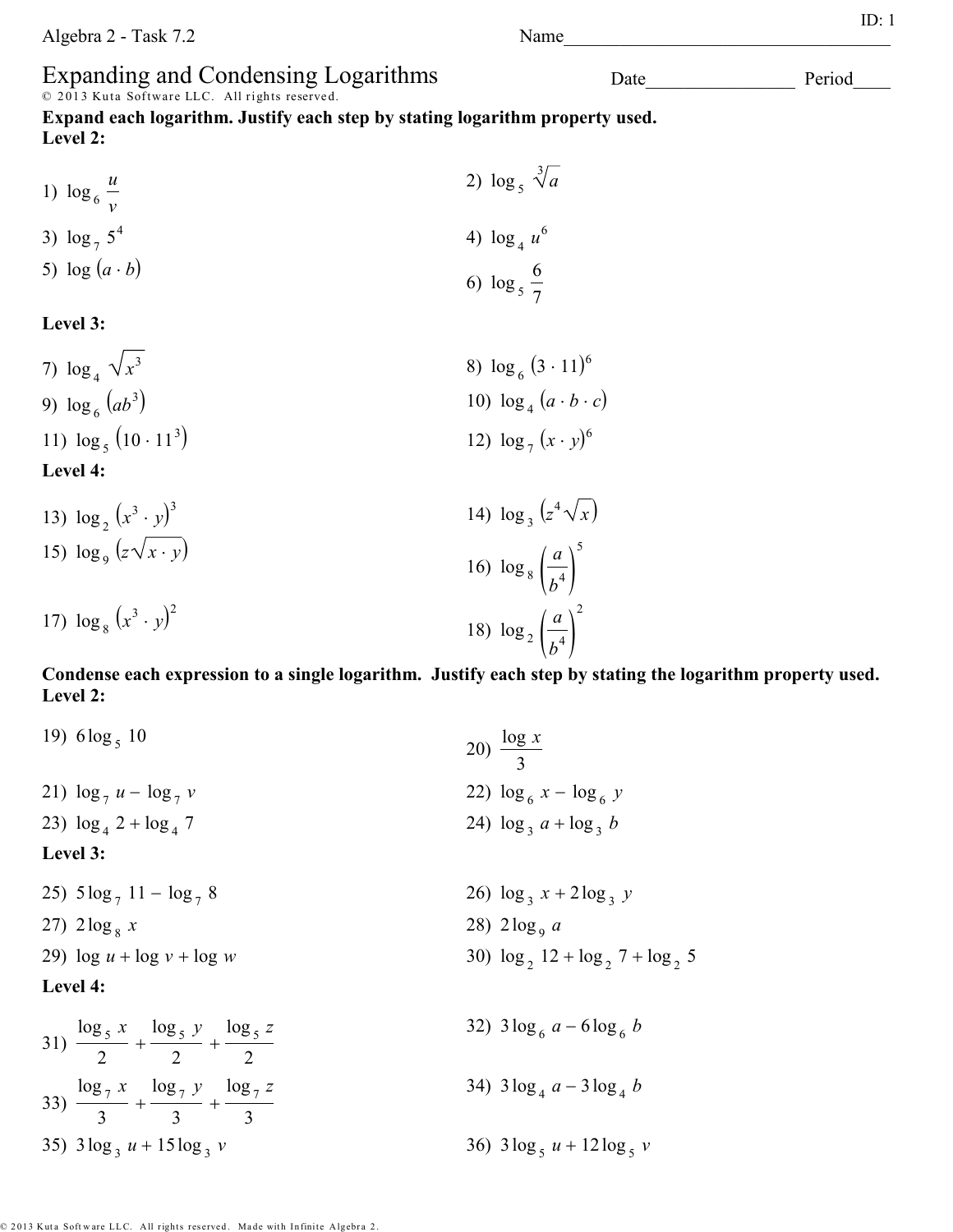Algebra 2 - Task 7.2

ID: 1

Name____________________________________

# Expanding and Condensing Logarithms

Date________________ Period____

© 2013 Kuta Software LLC. All rights reserved.

**Expand each logarithm. Justify each step by stating logarithm property used.**

**Level 2:**

1) $\log_6 \frac{u}{v}$

2) $\log_5 \sqrt[3]{a}$

3) $\log_7 5^4$

4) $\log_4 u^6$

5) $\log (a \cdot b)$

6) $\log_5 \frac{6}{7}$

**Level 3:**

7) $\log_4 \sqrt{x^3}$

8) $\log_6 (3 \cdot 11)^6$

9) $\log_6 (ab^3)$

10) $\log_4 (a \cdot b \cdot c)$

11) $\log_5 (10 \cdot 11^3)$

12) $\log_7 (x \cdot y)^6$

**Level 4:**

13) $\log_2 (x^3 \cdot y)^3$

14) $\log_3 (z^4 \sqrt{x})$

15) $\log_9 (z\sqrt{x \cdot y})$

16) $\log_8 \left(\frac{a}{b^4}\right)^5$

17) $\log_8 (x^3 \cdot y)^2$

18) $\log_2 \left(\frac{a}{b^4}\right)^2$

**Condense each expression to a single logarithm. Justify each step by stating the logarithm property used.**

**Level 2:**

19) $6\log_5 10$

20) $\frac{\log x}{3}$

21) $\log_7 u - \log_7 v$

22) $\log_6 x - \log_6 y$

23) $\log_4 2 + \log_4 7$

24) $\log_3 a + \log_3 b$

**Level 3:**

25) $5\log_7 11 - \log_7 8$

26) $\log_3 x + 2\log_3 y$

27) $2\log_8 x$

28) $2\log_9 a$

29) $\log u + \log v + \log w$

30) $\log_2 12 + \log_2 7 + \log_2 5$

**Level 4:**

31) $\frac{\log_5 x}{2} + \frac{\log_5 y}{2} + \frac{\log_5 z}{2}$

32) $3\log_6 a - 6\log_6 b$

33) $\frac{\log_7 x}{3} + \frac{\log_7 y}{3} + \frac{\log_7 z}{3}$

34) $3\log_4 a - 3\log_4 b$

35) $3\log_3 u + 15\log_3 v$

36) $3\log_5 u + 12\log_5 v$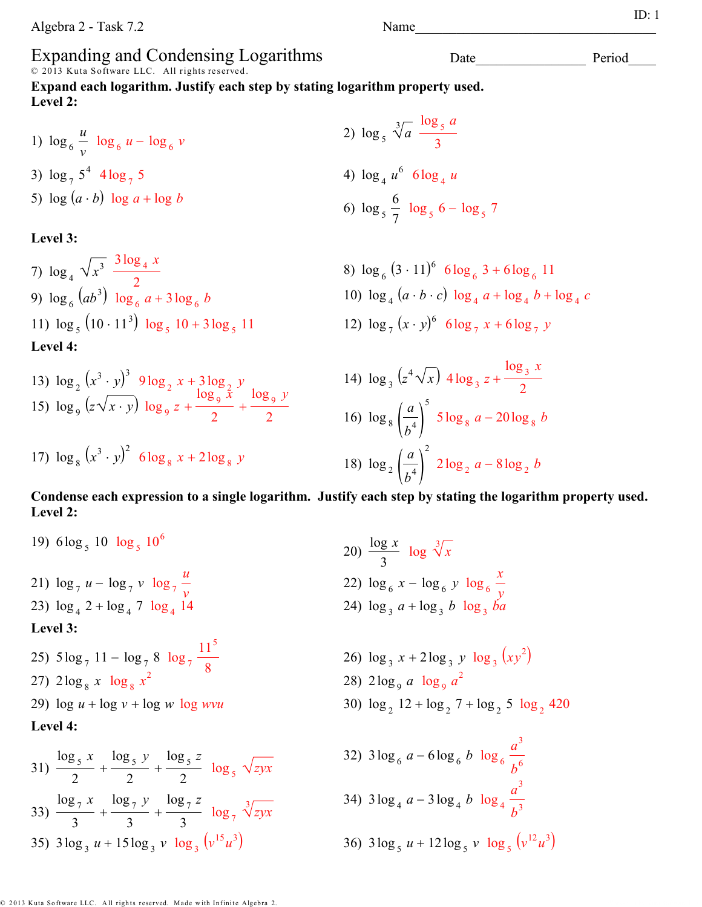ID: 1

Algebra 2 - Task 7.2

Name\_\_\_\_\_\_\_\_\_\_\_\_\_\_\_\_\_\_\_\_\_\_\_\_\_\_\_\_\_\_\_\_

# Expanding and Condensing Logarithms

© 2013 Kuta Software LLC. All rights reserved.

Date\_\_\_\_\_\_\_\_\_\_\_\_\_\_\_\_ Period\_\_\_\_

**Expand each logarithm. Justify each step by stating logarithm property used.**

**Level 2:**

1) $\log_6 \frac{u}{v}$ $\log_6 u - \log_6 v$

2) $\log_5 \sqrt[3]{a}$ $\frac{\log_5 a}{3}$

3) $\log_7 5^4$ $4\log_7 5$

4) $\log_4 u^6$ $6\log_4 u$

5) $\log (a \cdot b)$ $\log a + \log b$

6) $\log_5 \frac{6}{7}$ $\log_5 6 - \log_5 7$

**Level 3:**

7) $\log_4 \sqrt{x^3}$ $\frac{3\log_4 x}{2}$

8) $\log_6 (3 \cdot 11)^6$ $6\log_6 3 + 6\log_6 11$

9) $\log_6 (ab^3)$ $\log_6 a + 3\log_6 b$

10) $\log_4 (a \cdot b \cdot c)$ $\log_4 a + \log_4 b + \log_4 c$

11) $\log_5 (10 \cdot 11^3)$ $\log_5 10 + 3\log_5 11$

12) $\log_7 (x \cdot y)^6$ $6\log_7 x + 6\log_7 y$

**Level 4:**

13) $\log_2 (x^3 \cdot y)^3$ $9\log_2 x + 3\log_2 y$

14) $\log_3 (z^4\sqrt{x})$ $4\log_3 z + \frac{\log_3 x}{2}$

15) $\log_9 (z\sqrt{x \cdot y})$ $\log_9 z + \frac{\log_9 x}{2} + \frac{\log_9 y}{2}$

16) $\log_8 \left(\frac{a}{b^4}\right)^5$ $5\log_8 a - 20\log_8 b$

17) $\log_8 (x^3 \cdot y)^2$ $6\log_8 x + 2\log_8 y$

18) $\log_2 \left(\frac{a}{b^4}\right)^2$ $2\log_2 a - 8\log_2 b$

**Condense each expression to a single logarithm. Justify each step by stating the logarithm property used.**

**Level 2:**

19) $6\log_5 10$ $\log_5 10^6$

20) $\frac{\log x}{3}$ $\log \sqrt[3]{x}$

21) $\log_7 u - \log_7 v$ $\log_7 \frac{u}{v}$

22) $\log_6 x - \log_6 y$ $\log_6 \frac{x}{y}$

23) $\log_4 2 + \log_4 7$ $\log_4 14$

24) $\log_3 a + \log_3 b$ $\log_3 ba$

**Level 3:**

25) $5\log_7 11 - \log_7 8$ $\log_7 \frac{11^5}{8}$

26) $\log_3 x + 2\log_3 y$ $\log_3 (xy^2)$

27) $2\log_8 x$ $\log_8 x^2$

28) $2\log_9 a$ $\log_9 a^2$

29) $\log u + \log v + \log w$ $\log wvu$

30) $\log_2 12 + \log_2 7 + \log_2 5$ $\log_2 420$

**Level 4:**

31) $\frac{\log_5 x}{2} + \frac{\log_5 y}{2} + \frac{\log_5 z}{2}$ $\log_5 \sqrt{zyx}$

32) $3\log_6 a - 6\log_6 b$ $\log_6 \frac{a^3}{b^6}$

33) $\frac{\log_7 x}{3} + \frac{\log_7 y}{3} + \frac{\log_7 z}{3}$ $\log_7 \sqrt[3]{zyx}$

34) $3\log_4 a - 3\log_4 b$ $\log_4 \frac{a^3}{b^3}$

35) $3\log_3 u + 15\log_3 v$ $\log_3 (v^{15}u^3)$

36) $3\log_5 u + 12\log_5 v$ $\log_5 (v^{12}u^3)$

© 2013 Kuta Software LLC. All rights reserved. Made with Infinite Algebra 2.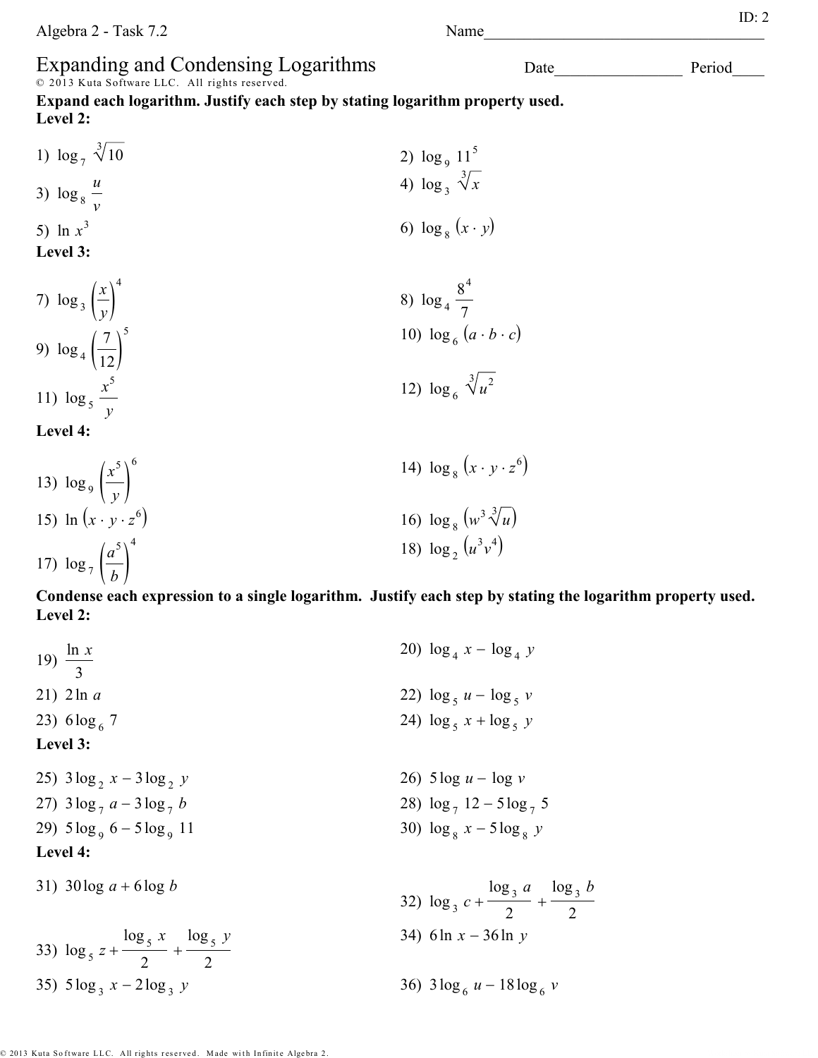Algebra 2 - Task 7.2 Name___________________________________ ID: 2

# Expanding and Condensing Logarithms

Date________________ Period____

© 2013 Kuta Software LLC. All rights reserved.

**Expand each logarithm. Justify each step by stating logarithm property used.**

**Level 2:**

1) $\log_7 \sqrt[3]{10}$

2) $\log_9 11^5$

3) $\log_8 \frac{u}{v}$

4) $\log_3 \sqrt[3]{x}$

5) $\ln x^3$

6) $\log_8 (x \cdot y)$

**Level 3:**

7) $\log_3 \left(\frac{x}{y}\right)^4$

8) $\log_4 \frac{8^4}{7}$

9) $\log_4 \left(\frac{7}{12}\right)^5$

10) $\log_6 (a \cdot b \cdot c)$

11) $\log_5 \frac{x^5}{y}$

12) $\log_6 \sqrt[3]{u^2}$

**Level 4:**

13) $\log_9 \left(\frac{x^5}{y}\right)^6$

14) $\log_8 (x \cdot y \cdot z^6)$

15) $\ln (x \cdot y \cdot z^6)$

16) $\log_8 (w^3 \sqrt[3]{u})$

17) $\log_7 \left(\frac{a^5}{b}\right)^4$

18) $\log_2 (u^3 v^4)$

**Condense each expression to a single logarithm. Justify each step by stating the logarithm property used.**

**Level 2:**

19) $\frac{\ln x}{3}$

20) $\log_4 x - \log_4 y$

21) $2\ln a$

22) $\log_5 u - \log_5 v$

23) $6\log_6 7$

24) $\log_5 x + \log_5 y$

**Level 3:**

25) $3\log_2 x - 3\log_2 y$

26) $5\log u - \log v$

27) $3\log_7 a - 3\log_7 b$

28) $\log_7 12 - 5\log_7 5$

29) $5\log_9 6 - 5\log_9 11$

30) $\log_8 x - 5\log_8 y$

**Level 4:**

31) $30\log a + 6\log b$

32) $\log_3 c + \frac{\log_3 a}{2} + \frac{\log_3 b}{2}$

33) $\log_5 z + \frac{\log_5 x}{2} + \frac{\log_5 y}{2}$

34) $6\ln x - 36\ln y$

35) $5\log_3 x - 2\log_3 y$

36) $3\log_6 u - 18\log_6 v$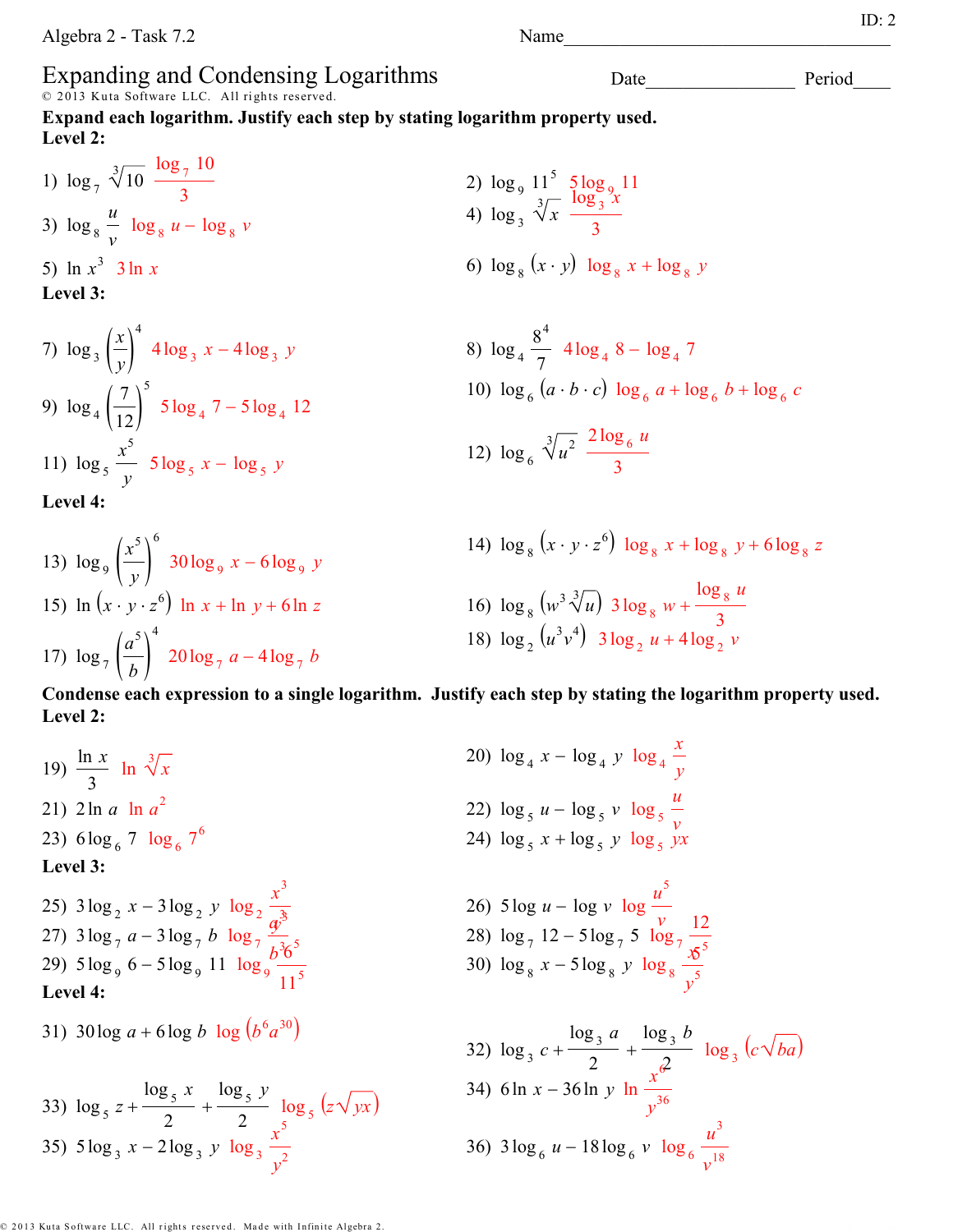Algebra 2 - Task 7.2

ID: 2

Name\_\_\_\_\_\_\_\_\_\_\_\_\_\_\_\_\_\_\_\_\_\_\_\_\_\_\_\_\_\_\_\_\_\_\_\_\_\_

# Expanding and Condensing Logarithms

Date\_\_\_\_\_\_\_\_\_\_\_\_\_\_\_\_ Period\_\_\_\_

© 2013 Kuta Software LLC. All rights reserved.

**Expand each logarithm. Justify each step by stating logarithm property used.**

**Level 2:**

1) $\log_7 \sqrt[3]{10}$ $\quad \frac{\log_7 10}{3}$

2) $\log_9 11^5$ $\quad 5\log_9 11$

3) $\log_8 \frac{u}{v}$ $\quad \log_8 u - \log_8 v$

4) $\log_3 \sqrt[3]{x}$ $\quad \frac{\log_3 x}{3}$

5) $\ln x^3$ $\quad 3\ln x$

6) $\log_8 (x \cdot y)$ $\quad \log_8 x + \log_8 y$

**Level 3:**

7) $\log_3 \left(\frac{x}{y}\right)^4$ $\quad 4\log_3 x - 4\log_3 y$

8) $\log_4 \frac{8^4}{7}$ $\quad 4\log_4 8 - \log_4 7$

9) $\log_4 \left(\frac{7}{12}\right)^5$ $\quad 5\log_4 7 - 5\log_4 12$

10) $\log_6 (a \cdot b \cdot c)$ $\quad \log_6 a + \log_6 b + \log_6 c$

11) $\log_5 \frac{x^5}{y}$ $\quad 5\log_5 x - \log_5 y$

12) $\log_6 \sqrt[3]{u^2}$ $\quad \frac{2\log_6 u}{3}$

**Level 4:**

13) $\log_9 \left(\frac{x^5}{y}\right)^6$ $\quad 30\log_9 x - 6\log_9 y$

14) $\log_8 (x \cdot y \cdot z^6)$ $\quad \log_8 x + \log_8 y + 6\log_8 z$

15) $\ln (x \cdot y \cdot z^6)$ $\quad \ln x + \ln y + 6\ln z$

16) $\log_8 (w^3 \sqrt[3]{u})$ $\quad 3\log_8 w + \frac{\log_8 u}{3}$

17) $\log_7 \left(\frac{a^5}{b}\right)^4$ $\quad 20\log_7 a - 4\log_7 b$

18) $\log_2 (u^3 v^4)$ $\quad 3\log_2 u + 4\log_2 v$

**Condense each expression to a single logarithm. Justify each step by stating the logarithm property used.**

**Level 2:**

19) $\frac{\ln x}{3}$ $\quad \ln \sqrt[3]{x}$

20) $\log_4 x - \log_4 y$ $\quad \log_4 \frac{x}{y}$

21) $2\ln a$ $\quad \ln a^2$

22) $\log_5 u - \log_5 v$ $\quad \log_5 \frac{u}{v}$

23) $6\log_6 7$ $\quad \log_6 7^6$

24) $\log_5 x + \log_5 y$ $\quad \log_5 yx$

**Level 3:**

25) $3\log_2 x - 3\log_2 y$ $\quad \log_2 \frac{x^3}{y^3}$

26) $5\log u - \log v$ $\quad \log \frac{u^5}{v}$

27) $3\log_7 a - 3\log_7 b$ $\quad \log_7 \frac{a^3}{b^3}$

28) $\log_7 12 - 5\log_7 5$ $\quad \log_7 \frac{12}{5^5}$

29) $5\log_9 6 - 5\log_9 11$ $\quad \log_9 \frac{6^5}{11^5}$

30) $\log_8 x - 5\log_8 y$ $\quad \log_8 \frac{x}{y^5}$

**Level 4:**

31) $30\log a + 6\log b$ $\quad \log (b^6 a^{30})$

32) $\log_3 c + \frac{\log_3 a}{2} + \frac{\log_3 b}{2}$ $\quad \log_3 (c\sqrt{ba})$

33) $\log_5 z + \frac{\log_5 x}{2} + \frac{\log_5 y}{2}$ $\quad \log_5 (z\sqrt{yx})$

34) $6\ln x - 36\ln y$ $\quad \ln \frac{x^6}{y^{36}}$

35) $5\log_3 x - 2\log_3 y$ $\quad \log_3 \frac{x^5}{y^2}$

36) $3\log_6 u - 18\log_6 v$ $\quad \log_6 \frac{u^3}{v^{18}}$

© 2013 Kuta Software LLC. All rights reserved. Made with Infinite Algebra 2.